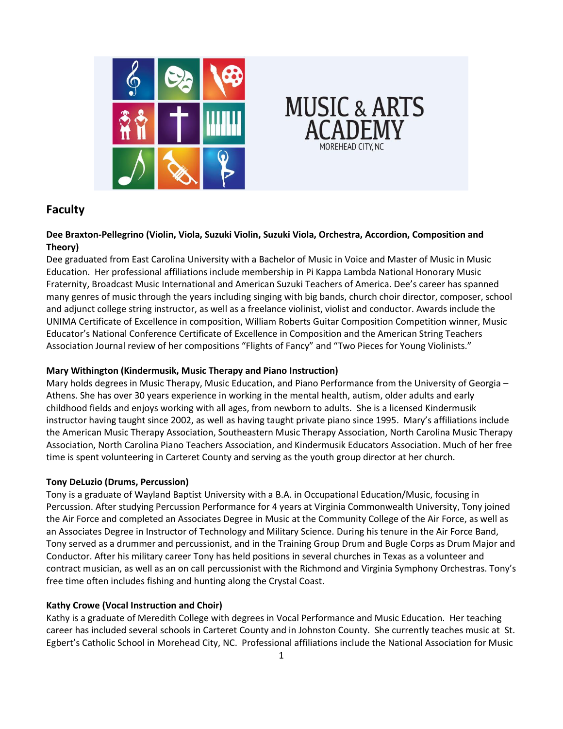MUSIC & ARTS ACADEMY
MOREHEAD CITY, NC

## Faculty

**Dee Braxton-Pellegrino (Violin, Viola, Suzuki Violin, Suzuki Viola, Orchestra, Accordion, Composition and Theory)**
Dee graduated from East Carolina University with a Bachelor of Music in Voice and Master of Music in Music Education. Her professional affiliations include membership in Pi Kappa Lambda National Honorary Music Fraternity, Broadcast Music International and American Suzuki Teachers of America. Dee's career has spanned many genres of music through the years including singing with big bands, church choir director, composer, school and adjunct college string instructor, as well as a freelance violinist, violist and conductor. Awards include the UNIMA Certificate of Excellence in composition, William Roberts Guitar Composition Competition winner, Music Educator's National Conference Certificate of Excellence in Composition and the American String Teachers Association Journal review of her compositions "Flights of Fancy" and "Two Pieces for Young Violinists."

**Mary Withington (Kindermusik, Music Therapy and Piano Instruction)**
Mary holds degrees in Music Therapy, Music Education, and Piano Performance from the University of Georgia – Athens. She has over 30 years experience in working in the mental health, autism, older adults and early childhood fields and enjoys working with all ages, from newborn to adults. She is a licensed Kindermusik instructor having taught since 2002, as well as having taught private piano since 1995. Mary's affiliations include the American Music Therapy Association, Southeastern Music Therapy Association, North Carolina Music Therapy Association, North Carolina Piano Teachers Association, and Kindermusik Educators Association. Much of her free time is spent volunteering in Carteret County and serving as the youth group director at her church.

**Tony DeLuzio (Drums, Percussion)**
Tony is a graduate of Wayland Baptist University with a B.A. in Occupational Education/Music, focusing in Percussion. After studying Percussion Performance for 4 years at Virginia Commonwealth University, Tony joined the Air Force and completed an Associates Degree in Music at the Community College of the Air Force, as well as an Associates Degree in Instructor of Technology and Military Science. During his tenure in the Air Force Band, Tony served as a drummer and percussionist, and in the Training Group Drum and Bugle Corps as Drum Major and Conductor. After his military career Tony has held positions in several churches in Texas as a volunteer and contract musician, as well as an on call percussionist with the Richmond and Virginia Symphony Orchestras. Tony's free time often includes fishing and hunting along the Crystal Coast.

**Kathy Crowe (Vocal Instruction and Choir)**
Kathy is a graduate of Meredith College with degrees in Vocal Performance and Music Education. Her teaching career has included several schools in Carteret County and in Johnston County. She currently teaches music at St. Egbert's Catholic School in Morehead City, NC. Professional affiliations include the National Association for Music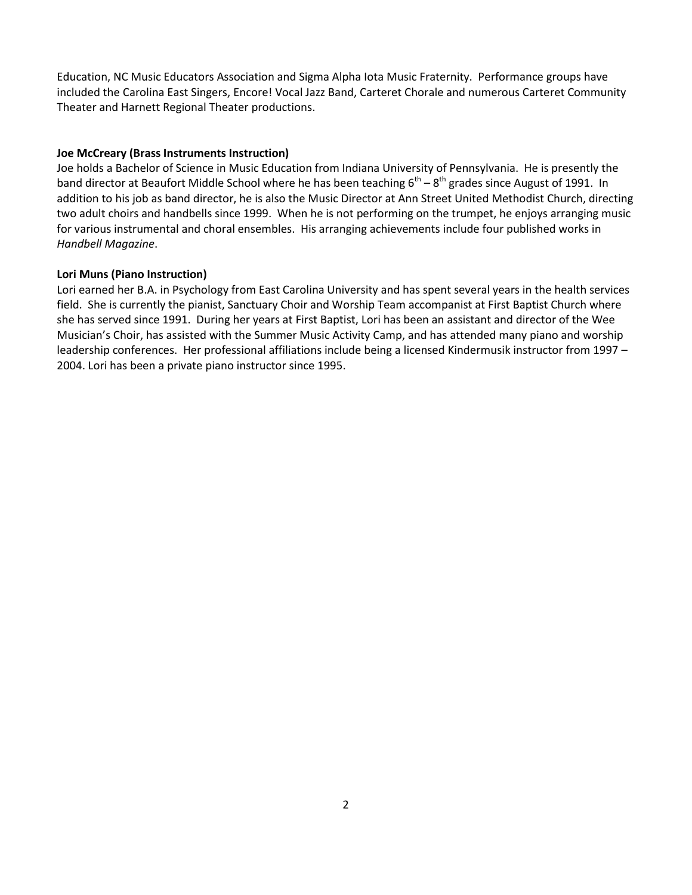Education, NC Music Educators Association and Sigma Alpha Iota Music Fraternity. Performance groups have included the Carolina East Singers, Encore! Vocal Jazz Band, Carteret Chorale and numerous Carteret Community Theater and Harnett Regional Theater productions.

**Joe McCreary (Brass Instruments Instruction)**

Joe holds a Bachelor of Science in Music Education from Indiana University of Pennsylvania. He is presently the band director at Beaufort Middle School where he has been teaching 6th – 8th grades since August of 1991. In addition to his job as band director, he is also the Music Director at Ann Street United Methodist Church, directing two adult choirs and handbells since 1999. When he is not performing on the trumpet, he enjoys arranging music for various instrumental and choral ensembles. His arranging achievements include four published works in *Handbell Magazine*.

**Lori Muns (Piano Instruction)**

Lori earned her B.A. in Psychology from East Carolina University and has spent several years in the health services field. She is currently the pianist, Sanctuary Choir and Worship Team accompanist at First Baptist Church where she has served since 1991. During her years at First Baptist, Lori has been an assistant and director of the Wee Musician's Choir, has assisted with the Summer Music Activity Camp, and has attended many piano and worship leadership conferences. Her professional affiliations include being a licensed Kindermusik instructor from 1997 – 2004. Lori has been a private piano instructor since 1995.